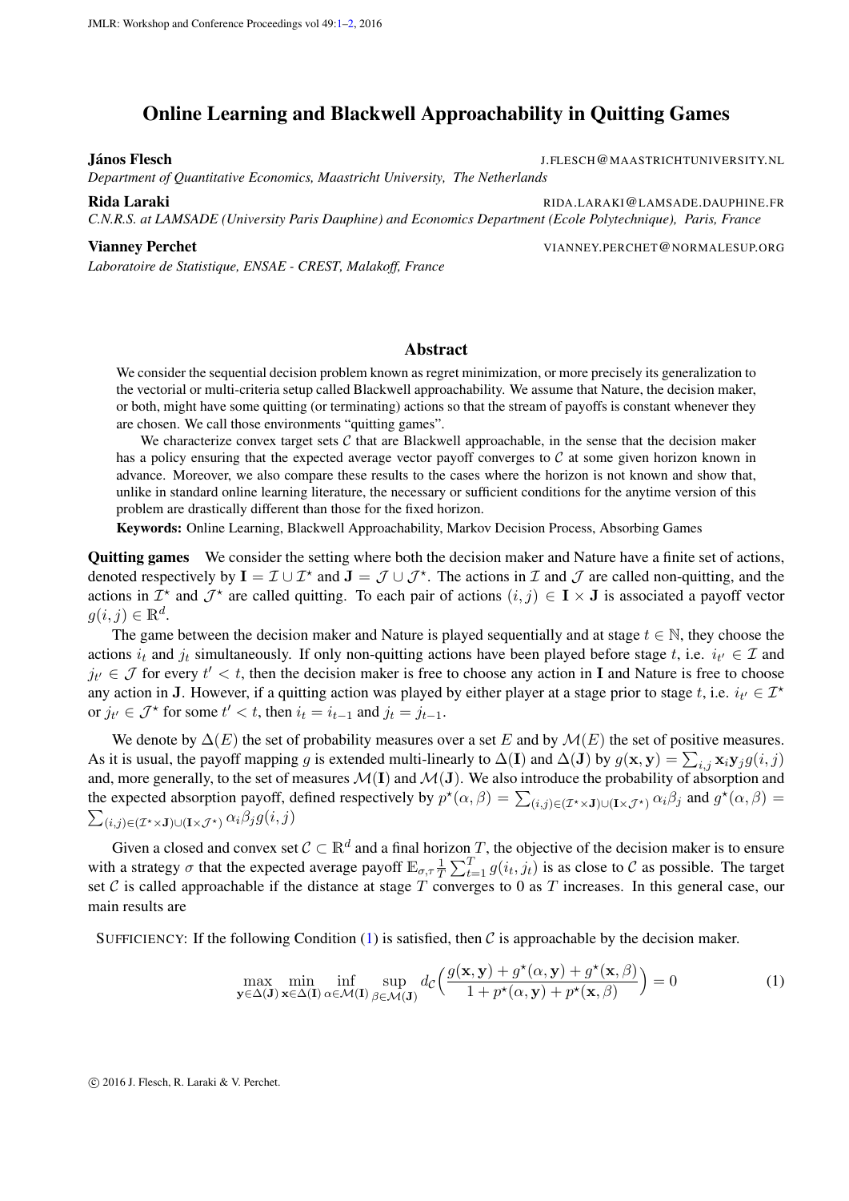# Online Learning and Blackwell Approachability in Quitting Games

**János Flesch** J.FLESCH@MAASTRICHTUNIVERSITY.NL
*Department of Quantitative Economics, Maastricht University, The Netherlands*

**Rida Laraki** RIDA.LARAKI@LAMSADE.DAUPHINE.FR
*C.N.R.S. at LAMSADE (University Paris Dauphine) and Economics Department (Ecole Polytechnique), Paris, France*

**Vianney Perchet** VIANNEY.PERCHET@NORMALESUP.ORG
*Laboratoire de Statistique, ENSAE - CREST, Malakoff, France*

## Abstract

We consider the sequential decision problem known as regret minimization, or more precisely its generalization to the vectorial or multi-criteria setup called Blackwell approachability. We assume that Nature, the decision maker, or both, might have some quitting (or terminating) actions so that the stream of payoffs is constant whenever they are chosen. We call those environments "quitting games".

We characterize convex target sets $\mathcal{C}$ that are Blackwell approachable, in the sense that the decision maker has a policy ensuring that the expected average vector payoff converges to $\mathcal{C}$ at some given horizon known in advance. Moreover, we also compare these results to the cases where the horizon is not known and show that, unlike in standard online learning literature, the necessary or sufficient conditions for the anytime version of this problem are drastically different than those for the fixed horizon.

**Keywords:** Online Learning, Blackwell Approachability, Markov Decision Process, Absorbing Games

**Quitting games** We consider the setting where both the decision maker and Nature have a finite set of actions, denoted respectively by $\mathbf{I} = \mathcal{I} \cup \mathcal{I}^\star$ and $\mathbf{J} = \mathcal{J} \cup \mathcal{J}^\star$. The actions in $\mathcal{I}$ and $\mathcal{J}$ are called non-quitting, and the actions in $\mathcal{I}^\star$ and $\mathcal{J}^\star$ are called quitting. To each pair of actions $(i, j) \in \mathbf{I} \times \mathbf{J}$ is associated a payoff vector $g(i, j) \in \mathbb{R}^d$.

The game between the decision maker and Nature is played sequentially and at stage $t \in \mathbb{N}$, they choose the actions $i_t$ and $j_t$ simultaneously. If only non-quitting actions have been played before stage $t$, i.e. $i_{t'} \in \mathcal{I}$ and $j_{t'} \in \mathcal{J}$ for every $t' < t$, then the decision maker is free to choose any action in $\mathbf{I}$ and Nature is free to choose any action in $\mathbf{J}$. However, if a quitting action was played by either player at a stage prior to stage $t$, i.e. $i_{t'} \in \mathcal{I}^\star$ or $j_{t'} \in \mathcal{J}^\star$ for some $t' < t$, then $i_t = i_{t-1}$ and $j_t = j_{t-1}$.

We denote by $\Delta(E)$ the set of probability measures over a set $E$ and by $\mathcal{M}(E)$ the set of positive measures. As it is usual, the payoff mapping $g$ is extended multi-linearly to $\Delta(\mathbf{I})$ and $\Delta(\mathbf{J})$ by $g(\mathbf{x}, \mathbf{y}) = \sum_{i,j} \mathbf{x}_i \mathbf{y}_j g(i, j)$ and, more generally, to the set of measures $\mathcal{M}(\mathbf{I})$ and $\mathcal{M}(\mathbf{J})$. We also introduce the probability of absorption and the expected absorption payoff, defined respectively by $p^\star(\alpha, \beta) = \sum_{(i,j) \in (\mathcal{I}^\star \times \mathbf{J}) \cup (\mathbf{I} \times \mathcal{J}^\star)} \alpha_i \beta_j$ and $g^\star(\alpha, \beta) = \sum_{(i,j) \in (\mathcal{I}^\star \times \mathbf{J}) \cup (\mathbf{I} \times \mathcal{J}^\star)} \alpha_i \beta_j g(i, j)$

Given a closed and convex set $\mathcal{C} \subset \mathbb{R}^d$ and a final horizon $T$, the objective of the decision maker is to ensure with a strategy $\sigma$ that the expected average payoff $\mathbb{E}_{\sigma, \tau} \frac{1}{T} \sum_{t=1}^{T} g(i_t, j_t)$ is as close to $\mathcal{C}$ as possible. The target set $\mathcal{C}$ is called approachable if the distance at stage $T$ converges to 0 as $T$ increases. In this general case, our main results are

SUFFICIENCY: If the following Condition (1) is satisfied, then $\mathcal{C}$ is approachable by the decision maker.

$$\max_{\mathbf{y} \in \Delta(\mathbf{J})} \min_{\mathbf{x} \in \Delta(\mathbf{I})} \inf_{\alpha \in \mathcal{M}(\mathbf{I})} \sup_{\beta \in \mathcal{M}(\mathbf{J})} d_{\mathcal{C}} \Big( \frac{g(\mathbf{x}, \mathbf{y}) + g^\star(\alpha, \mathbf{y}) + g^\star(\mathbf{x}, \beta)}{1 + p^\star(\alpha, \mathbf{y}) + p^\star(\mathbf{x}, \beta)} \Big) = 0 \tag{1}$$

© 2016 J. Flesch, R. Laraki & V. Perchet.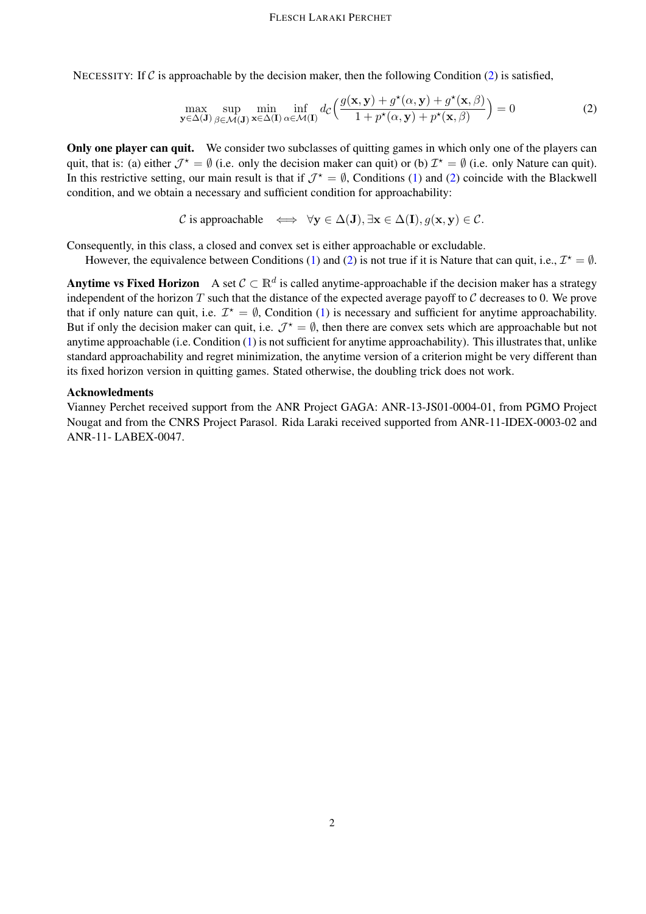NECESSITY: If $\mathcal{C}$ is approachable by the decision maker, then the following Condition (2) is satisfied,

$$\max_{\mathbf{y}\in\Delta(\mathbf{J})} \sup_{\beta\in\mathcal{M}(\mathbf{J})} \min_{\mathbf{x}\in\Delta(\mathbf{I})} \inf_{\alpha\in\mathcal{M}(\mathbf{I})} d_{\mathcal{C}}\Big(\frac{g(\mathbf{x},\mathbf{y})+g^{\star}(\alpha,\mathbf{y})+g^{\star}(\mathbf{x},\beta)}{1+p^{\star}(\alpha,\mathbf{y})+p^{\star}(\mathbf{x},\beta)}\Big)=0 \tag{2}$$

**Only one player can quit.** We consider two subclasses of quitting games in which only one of the players can quit, that is: (a) either $\mathcal{J}^{\star}=\emptyset$ (i.e. only the decision maker can quit) or (b) $\mathcal{I}^{\star}=\emptyset$ (i.e. only Nature can quit). In this restrictive setting, our main result is that if $\mathcal{J}^{\star}=\emptyset$, Conditions (1) and (2) coincide with the Blackwell condition, and we obtain a necessary and sufficient condition for approachability:

$$\mathcal{C} \text{ is approachable} \iff \forall \mathbf{y}\in\Delta(\mathbf{J}), \exists \mathbf{x}\in\Delta(\mathbf{I}), g(\mathbf{x},\mathbf{y})\in\mathcal{C}.$$

Consequently, in this class, a closed and convex set is either approachable or excludable.

However, the equivalence between Conditions (1) and (2) is not true if it is Nature that can quit, i.e., $\mathcal{I}^{\star}=\emptyset$.

**Anytime vs Fixed Horizon** A set $\mathcal{C}\subset\mathbb{R}^d$ is called anytime-approachable if the decision maker has a strategy independent of the horizon $T$ such that the distance of the expected average payoff to $\mathcal{C}$ decreases to 0. We prove that if only nature can quit, i.e. $\mathcal{I}^{\star}=\emptyset$, Condition (1) is necessary and sufficient for anytime approachability. But if only the decision maker can quit, i.e. $\mathcal{J}^{\star}=\emptyset$, then there are convex sets which are approachable but not anytime approachable (i.e. Condition (1) is not sufficient for anytime approachability). This illustrates that, unlike standard approachability and regret minimization, the anytime version of a criterion might be very different than its fixed horizon version in quitting games. Stated otherwise, the doubling trick does not work.

**Acknowledments**

Vianney Perchet received support from the ANR Project GAGA: ANR-13-JS01-0004-01, from PGMO Project Nougat and from the CNRS Project Parasol. Rida Laraki received supported from ANR-11-IDEX-0003-02 and ANR-11- LABEX-0047.